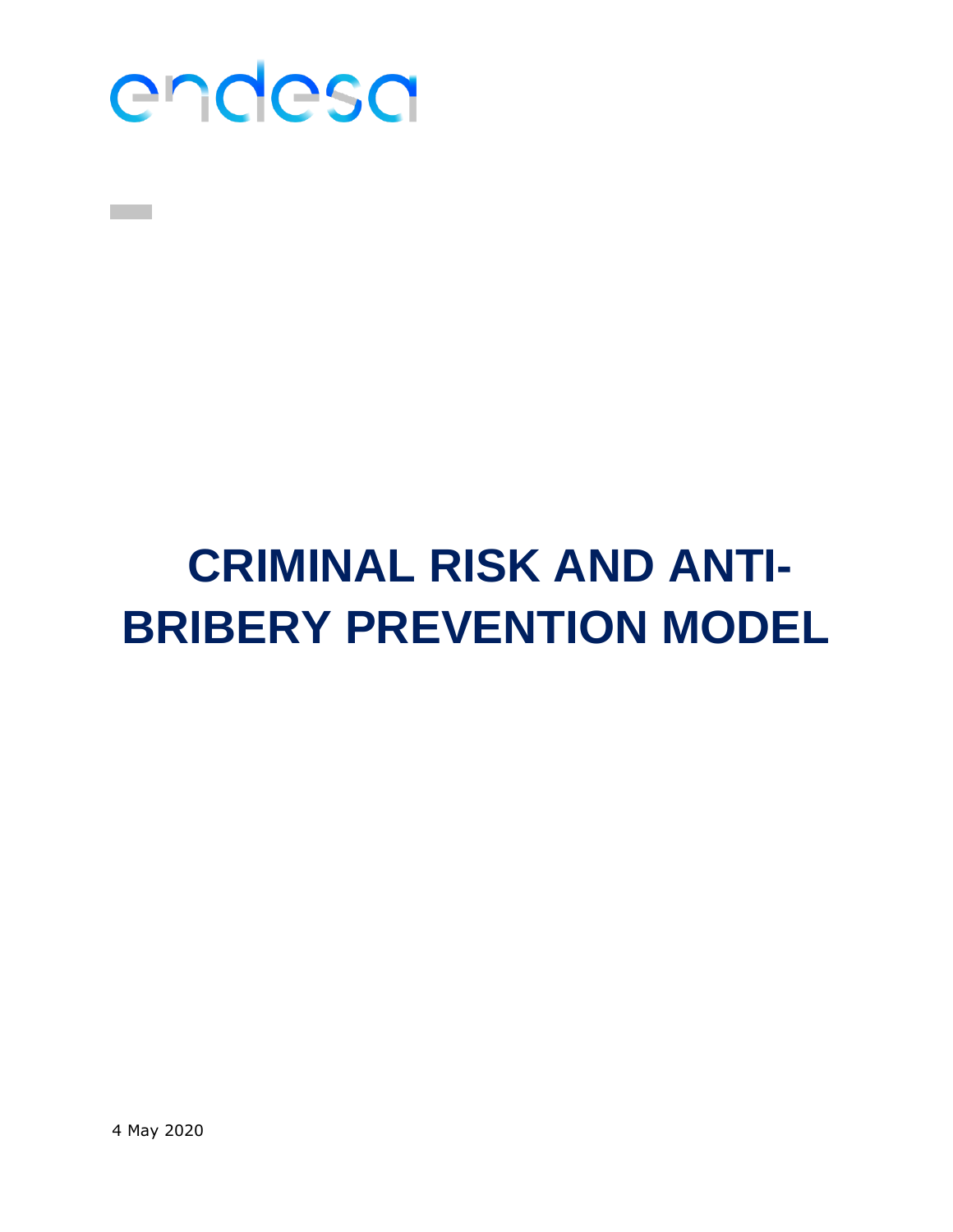endesa

# CRIMINAL RISK AND ANTI-BRIBERY PREVENTION MODEL

4 May 2020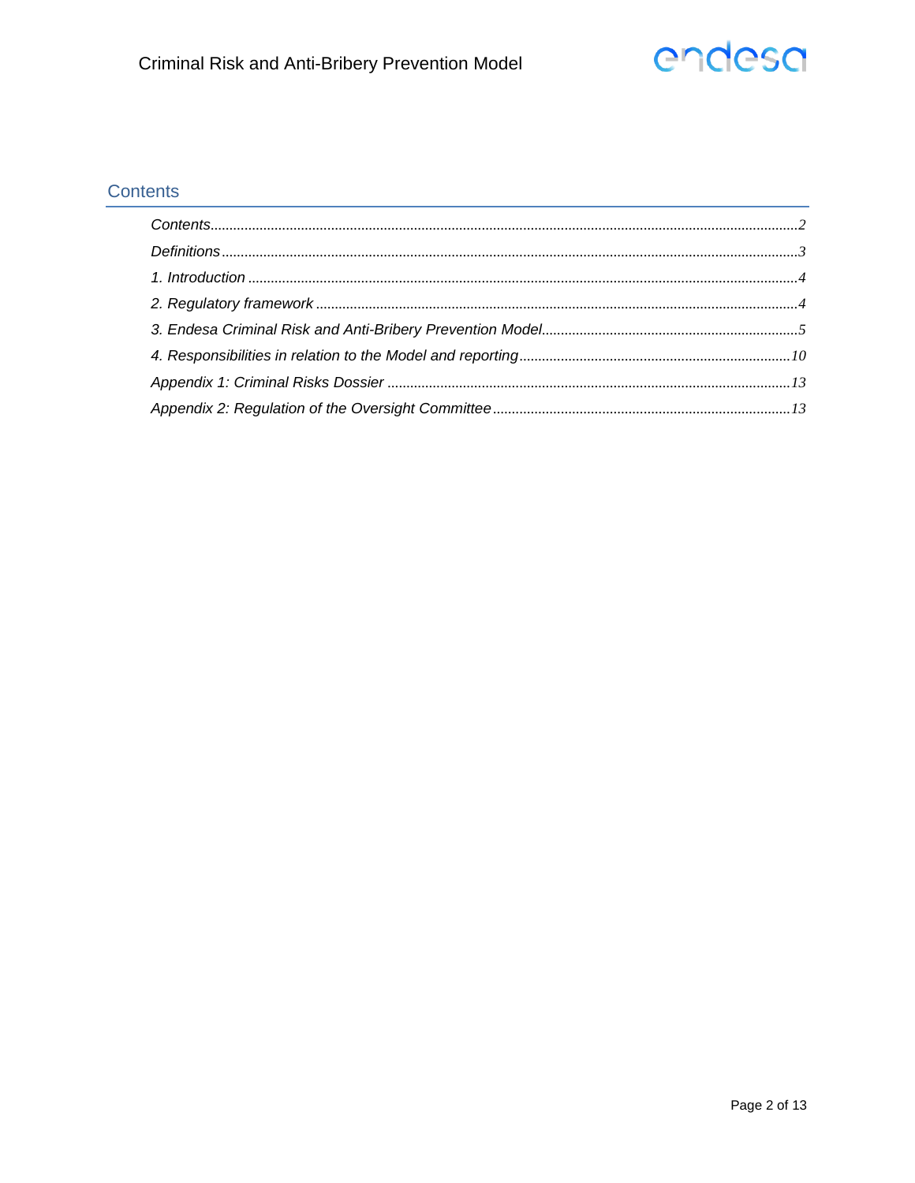## Contents

*Contents*..........2

*Definitions*..........3

*1. Introduction*..........4

*2. Regulatory framework*..........4

*3. Endesa Criminal Risk and Anti-Bribery Prevention Model*..........5

*4. Responsibilities in relation to the Model and reporting*..........10

*Appendix 1: Criminal Risks Dossier*..........13

*Appendix 2: Regulation of the Oversight Committee*..........13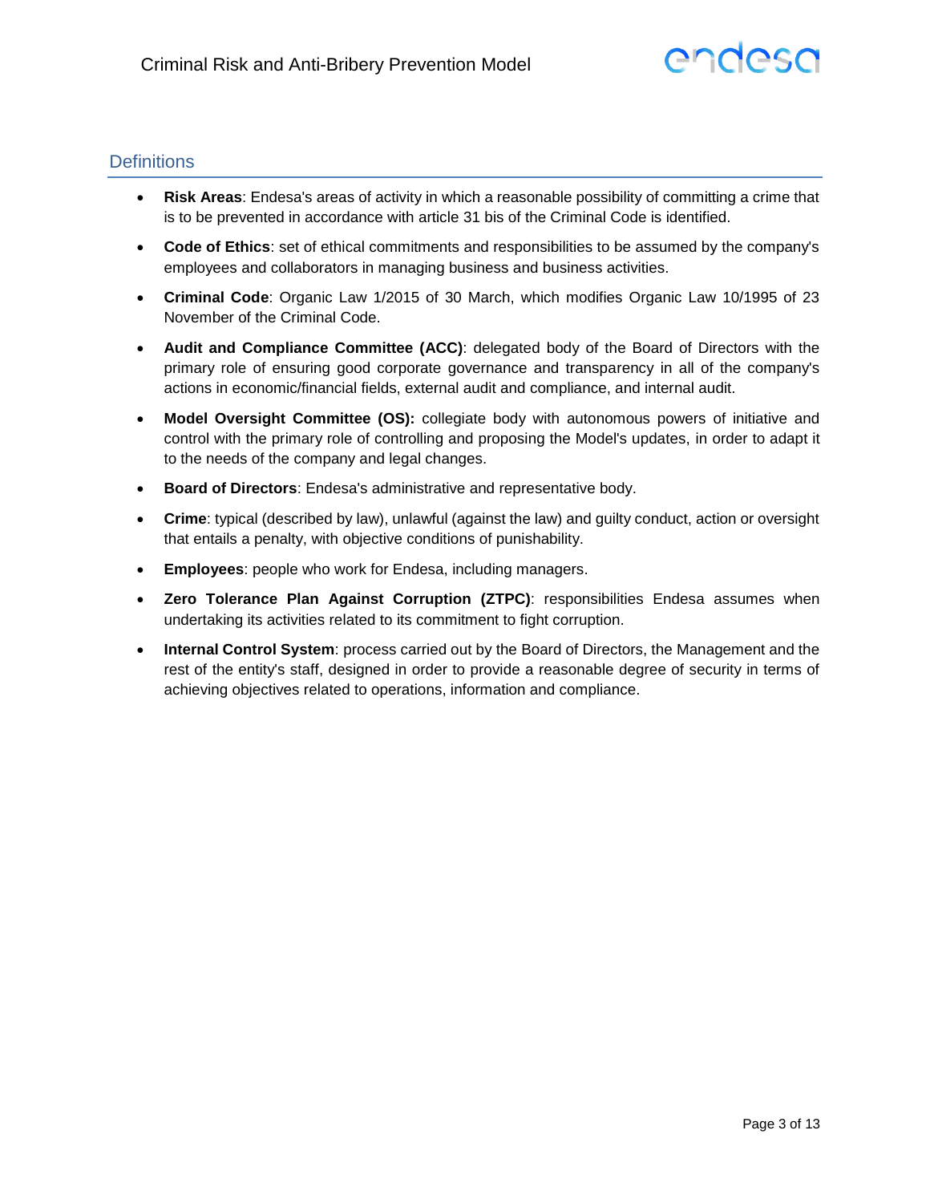## Definitions

- **Risk Areas**: Endesa's areas of activity in which a reasonable possibility of committing a crime that is to be prevented in accordance with article 31 bis of the Criminal Code is identified.
- **Code of Ethics**: set of ethical commitments and responsibilities to be assumed by the company's employees and collaborators in managing business and business activities.
- **Criminal Code**: Organic Law 1/2015 of 30 March, which modifies Organic Law 10/1995 of 23 November of the Criminal Code.
- **Audit and Compliance Committee (ACC)**: delegated body of the Board of Directors with the primary role of ensuring good corporate governance and transparency in all of the company's actions in economic/financial fields, external audit and compliance, and internal audit.
- **Model Oversight Committee (OS):** collegiate body with autonomous powers of initiative and control with the primary role of controlling and proposing the Model's updates, in order to adapt it to the needs of the company and legal changes.
- **Board of Directors**: Endesa's administrative and representative body.
- **Crime**: typical (described by law), unlawful (against the law) and guilty conduct, action or oversight that entails a penalty, with objective conditions of punishability.
- **Employees**: people who work for Endesa, including managers.
- **Zero Tolerance Plan Against Corruption (ZTPC)**: responsibilities Endesa assumes when undertaking its activities related to its commitment to fight corruption.
- **Internal Control System**: process carried out by the Board of Directors, the Management and the rest of the entity's staff, designed in order to provide a reasonable degree of security in terms of achieving objectives related to operations, information and compliance.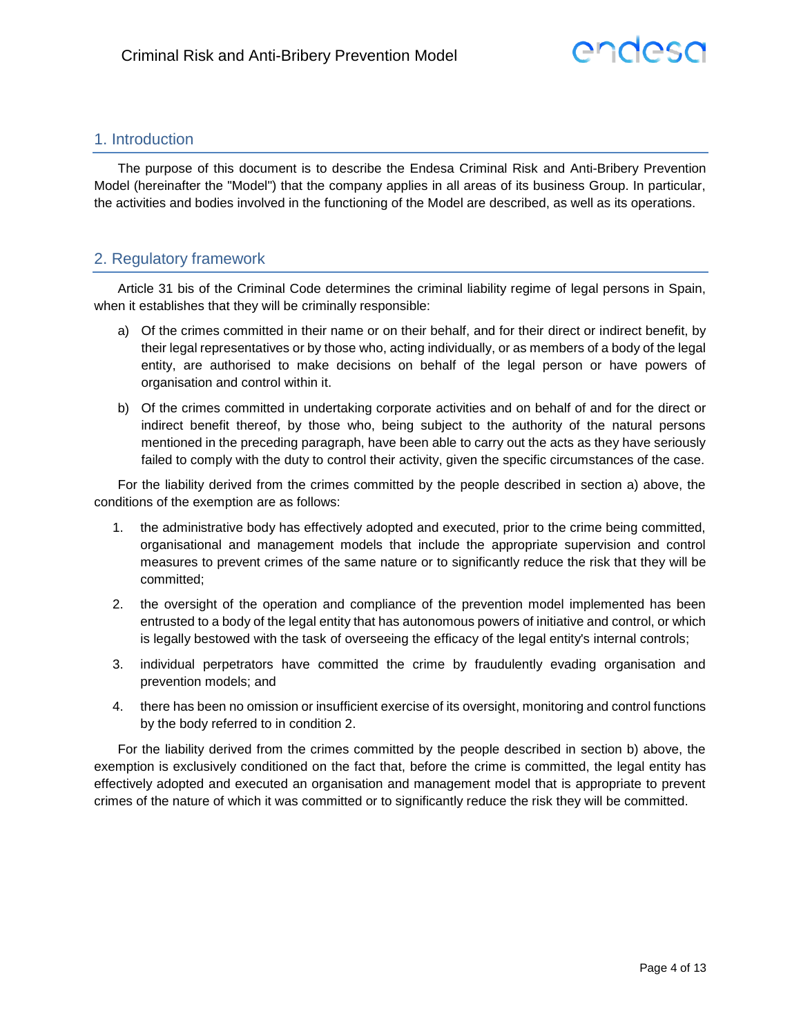## 1. Introduction

The purpose of this document is to describe the Endesa Criminal Risk and Anti-Bribery Prevention Model (hereinafter the "Model") that the company applies in all areas of its business Group. In particular, the activities and bodies involved in the functioning of the Model are described, as well as its operations.

## 2. Regulatory framework

Article 31 bis of the Criminal Code determines the criminal liability regime of legal persons in Spain, when it establishes that they will be criminally responsible:

a) Of the crimes committed in their name or on their behalf, and for their direct or indirect benefit, by their legal representatives or by those who, acting individually, or as members of a body of the legal entity, are authorised to make decisions on behalf of the legal person or have powers of organisation and control within it.

b) Of the crimes committed in undertaking corporate activities and on behalf of and for the direct or indirect benefit thereof, by those who, being subject to the authority of the natural persons mentioned in the preceding paragraph, have been able to carry out the acts as they have seriously failed to comply with the duty to control their activity, given the specific circumstances of the case.

For the liability derived from the crimes committed by the people described in section a) above, the conditions of the exemption are as follows:

1. the administrative body has effectively adopted and executed, prior to the crime being committed, organisational and management models that include the appropriate supervision and control measures to prevent crimes of the same nature or to significantly reduce the risk that they will be committed;
2. the oversight of the operation and compliance of the prevention model implemented has been entrusted to a body of the legal entity that has autonomous powers of initiative and control, or which is legally bestowed with the task of overseeing the efficacy of the legal entity's internal controls;
3. individual perpetrators have committed the crime by fraudulently evading organisation and prevention models; and
4. there has been no omission or insufficient exercise of its oversight, monitoring and control functions by the body referred to in condition 2.

For the liability derived from the crimes committed by the people described in section b) above, the exemption is exclusively conditioned on the fact that, before the crime is committed, the legal entity has effectively adopted and executed an organisation and management model that is appropriate to prevent crimes of the nature of which it was committed or to significantly reduce the risk they will be committed.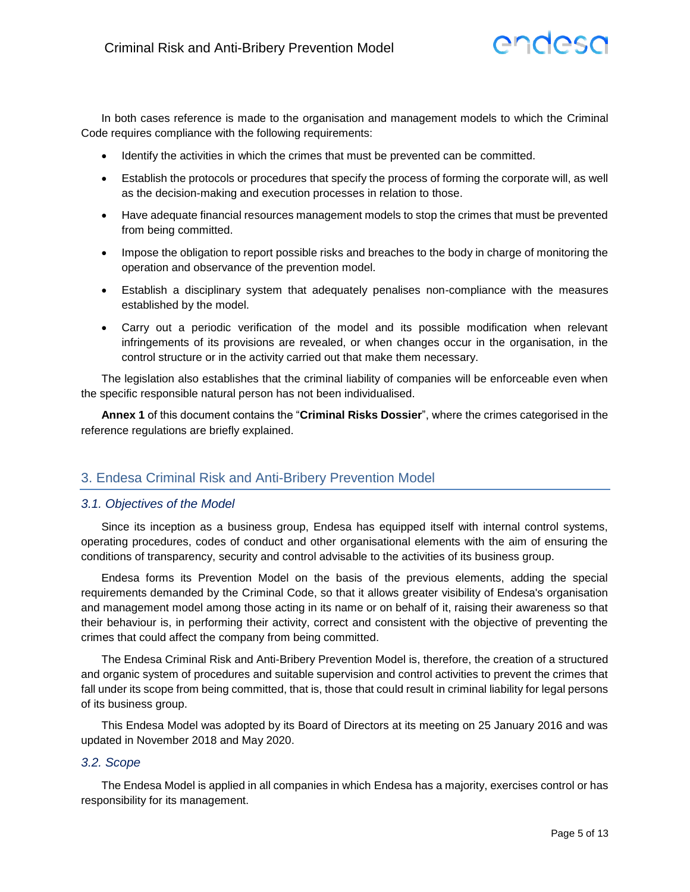In both cases reference is made to the organisation and management models to which the Criminal Code requires compliance with the following requirements:

- Identify the activities in which the crimes that must be prevented can be committed.
- Establish the protocols or procedures that specify the process of forming the corporate will, as well as the decision-making and execution processes in relation to those.
- Have adequate financial resources management models to stop the crimes that must be prevented from being committed.
- Impose the obligation to report possible risks and breaches to the body in charge of monitoring the operation and observance of the prevention model.
- Establish a disciplinary system that adequately penalises non-compliance with the measures established by the model.
- Carry out a periodic verification of the model and its possible modification when relevant infringements of its provisions are revealed, or when changes occur in the organisation, in the control structure or in the activity carried out that make them necessary.

The legislation also establishes that the criminal liability of companies will be enforceable even when the specific responsible natural person has not been individualised.

**Annex 1** of this document contains the "**Criminal Risks Dossier**", where the crimes categorised in the reference regulations are briefly explained.

## 3. Endesa Criminal Risk and Anti-Bribery Prevention Model

### *3.1. Objectives of the Model*

Since its inception as a business group, Endesa has equipped itself with internal control systems, operating procedures, codes of conduct and other organisational elements with the aim of ensuring the conditions of transparency, security and control advisable to the activities of its business group.

Endesa forms its Prevention Model on the basis of the previous elements, adding the special requirements demanded by the Criminal Code, so that it allows greater visibility of Endesa's organisation and management model among those acting in its name or on behalf of it, raising their awareness so that their behaviour is, in performing their activity, correct and consistent with the objective of preventing the crimes that could affect the company from being committed.

The Endesa Criminal Risk and Anti-Bribery Prevention Model is, therefore, the creation of a structured and organic system of procedures and suitable supervision and control activities to prevent the crimes that fall under its scope from being committed, that is, those that could result in criminal liability for legal persons of its business group.

This Endesa Model was adopted by its Board of Directors at its meeting on 25 January 2016 and was updated in November 2018 and May 2020.

### *3.2. Scope*

The Endesa Model is applied in all companies in which Endesa has a majority, exercises control or has responsibility for its management.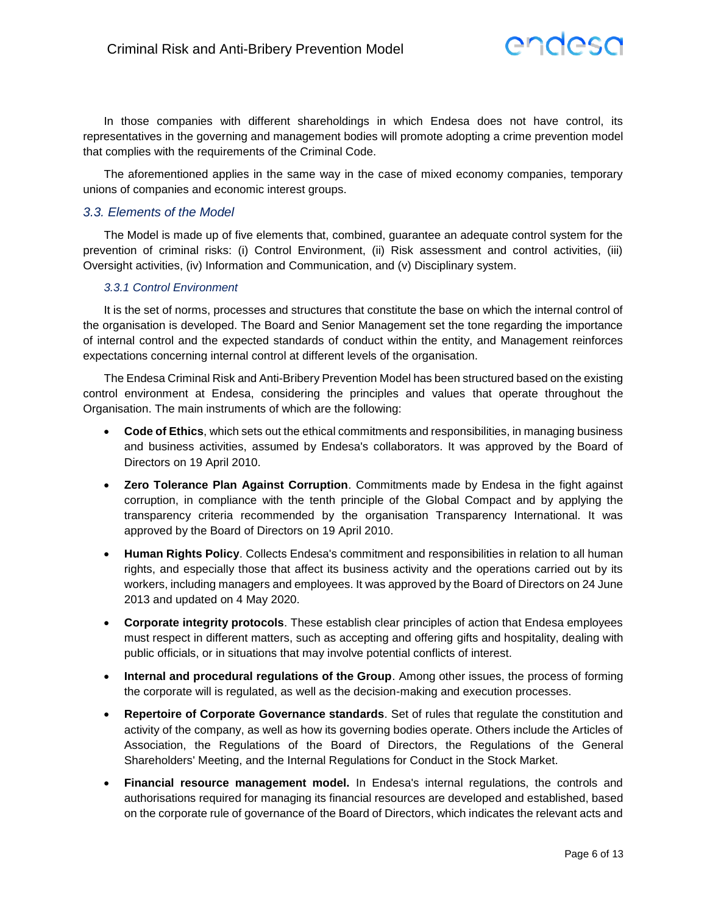In those companies with different shareholdings in which Endesa does not have control, its representatives in the governing and management bodies will promote adopting a crime prevention model that complies with the requirements of the Criminal Code.

The aforementioned applies in the same way in the case of mixed economy companies, temporary unions of companies and economic interest groups.

## *3.3. Elements of the Model*

The Model is made up of five elements that, combined, guarantee an adequate control system for the prevention of criminal risks: (i) Control Environment, (ii) Risk assessment and control activities, (iii) Oversight activities, (iv) Information and Communication, and (v) Disciplinary system.

### *3.3.1 Control Environment*

It is the set of norms, processes and structures that constitute the base on which the internal control of the organisation is developed. The Board and Senior Management set the tone regarding the importance of internal control and the expected standards of conduct within the entity, and Management reinforces expectations concerning internal control at different levels of the organisation.

The Endesa Criminal Risk and Anti-Bribery Prevention Model has been structured based on the existing control environment at Endesa, considering the principles and values that operate throughout the Organisation. The main instruments of which are the following:

- **Code of Ethics**, which sets out the ethical commitments and responsibilities, in managing business and business activities, assumed by Endesa's collaborators. It was approved by the Board of Directors on 19 April 2010.
- **Zero Tolerance Plan Against Corruption**. Commitments made by Endesa in the fight against corruption, in compliance with the tenth principle of the Global Compact and by applying the transparency criteria recommended by the organisation Transparency International. It was approved by the Board of Directors on 19 April 2010.
- **Human Rights Policy**. Collects Endesa's commitment and responsibilities in relation to all human rights, and especially those that affect its business activity and the operations carried out by its workers, including managers and employees. It was approved by the Board of Directors on 24 June 2013 and updated on 4 May 2020.
- **Corporate integrity protocols**. These establish clear principles of action that Endesa employees must respect in different matters, such as accepting and offering gifts and hospitality, dealing with public officials, or in situations that may involve potential conflicts of interest.
- **Internal and procedural regulations of the Group**. Among other issues, the process of forming the corporate will is regulated, as well as the decision-making and execution processes.
- **Repertoire of Corporate Governance standards**. Set of rules that regulate the constitution and activity of the company, as well as how its governing bodies operate. Others include the Articles of Association, the Regulations of the Board of Directors, the Regulations of the General Shareholders' Meeting, and the Internal Regulations for Conduct in the Stock Market.
- **Financial resource management model.** In Endesa's internal regulations, the controls and authorisations required for managing its financial resources are developed and established, based on the corporate rule of governance of the Board of Directors, which indicates the relevant acts and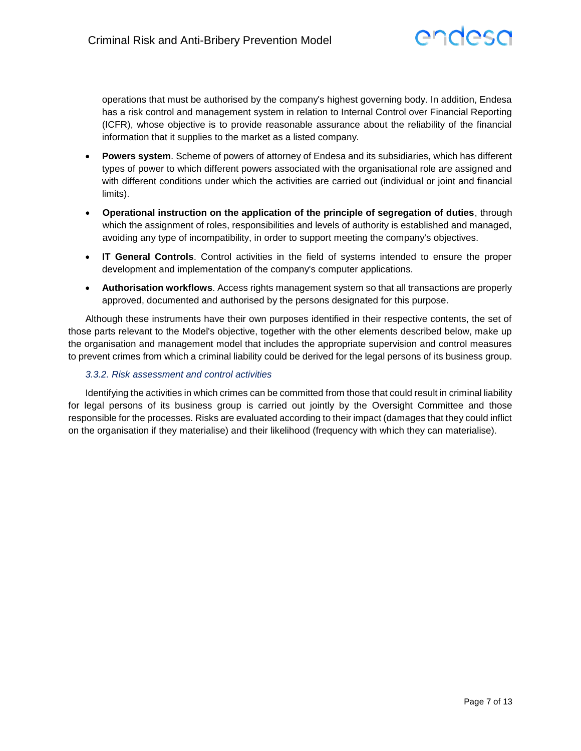operations that must be authorised by the company's highest governing body. In addition, Endesa has a risk control and management system in relation to Internal Control over Financial Reporting (ICFR), whose objective is to provide reasonable assurance about the reliability of the financial information that it supplies to the market as a listed company.

- **Powers system**. Scheme of powers of attorney of Endesa and its subsidiaries, which has different types of power to which different powers associated with the organisational role are assigned and with different conditions under which the activities are carried out (individual or joint and financial limits).
- **Operational instruction on the application of the principle of segregation of duties**, through which the assignment of roles, responsibilities and levels of authority is established and managed, avoiding any type of incompatibility, in order to support meeting the company's objectives.
- **IT General Controls**. Control activities in the field of systems intended to ensure the proper development and implementation of the company's computer applications.
- **Authorisation workflows**. Access rights management system so that all transactions are properly approved, documented and authorised by the persons designated for this purpose.

Although these instruments have their own purposes identified in their respective contents, the set of those parts relevant to the Model's objective, together with the other elements described below, make up the organisation and management model that includes the appropriate supervision and control measures to prevent crimes from which a criminal liability could be derived for the legal persons of its business group.

#### *3.3.2. Risk assessment and control activities*

Identifying the activities in which crimes can be committed from those that could result in criminal liability for legal persons of its business group is carried out jointly by the Oversight Committee and those responsible for the processes. Risks are evaluated according to their impact (damages that they could inflict on the organisation if they materialise) and their likelihood (frequency with which they can materialise).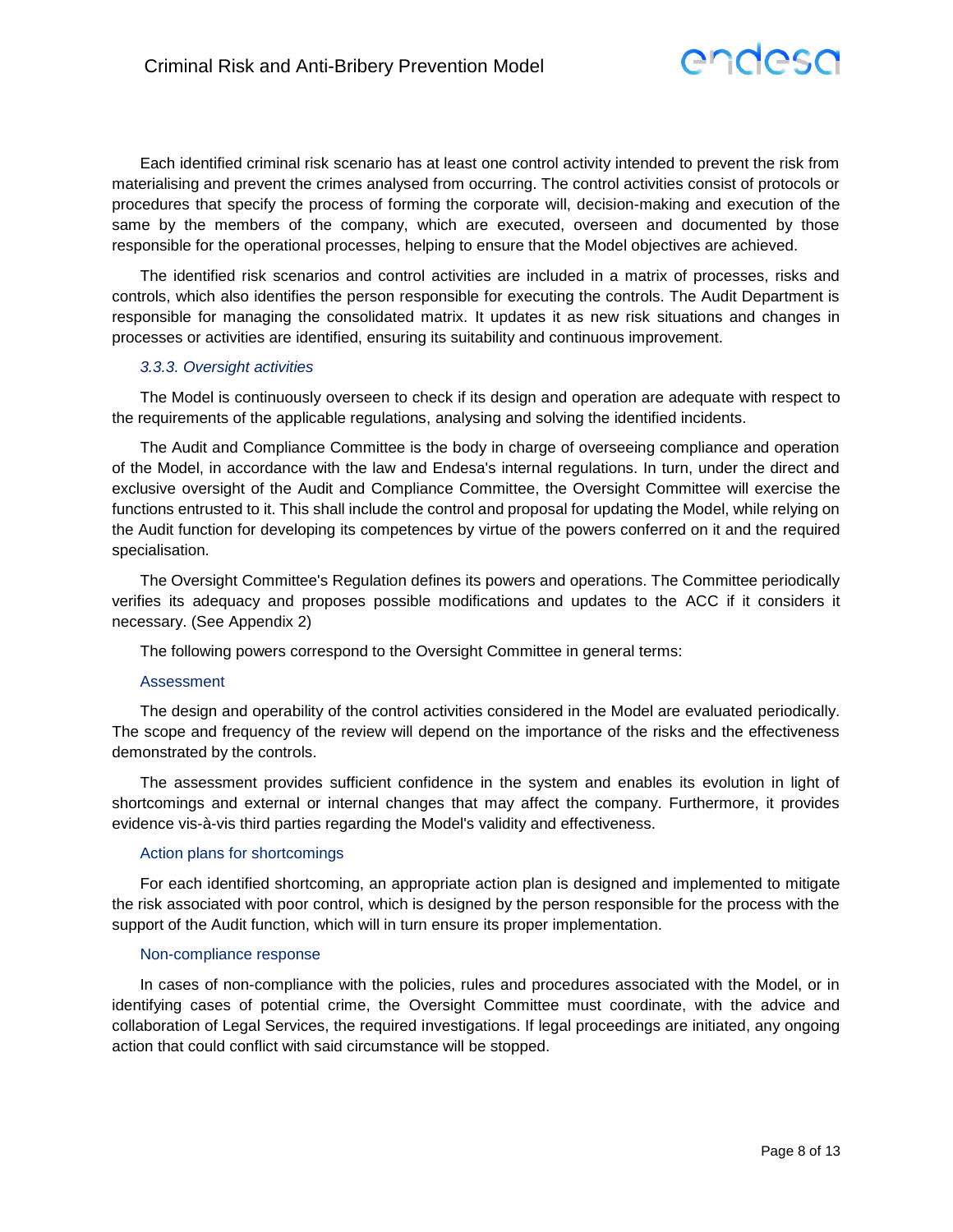Each identified criminal risk scenario has at least one control activity intended to prevent the risk from materialising and prevent the crimes analysed from occurring. The control activities consist of protocols or procedures that specify the process of forming the corporate will, decision-making and execution of the same by the members of the company, which are executed, overseen and documented by those responsible for the operational processes, helping to ensure that the Model objectives are achieved.

The identified risk scenarios and control activities are included in a matrix of processes, risks and controls, which also identifies the person responsible for executing the controls. The Audit Department is responsible for managing the consolidated matrix. It updates it as new risk situations and changes in processes or activities are identified, ensuring its suitability and continuous improvement.

### *3.3.3. Oversight activities*

The Model is continuously overseen to check if its design and operation are adequate with respect to the requirements of the applicable regulations, analysing and solving the identified incidents.

The Audit and Compliance Committee is the body in charge of overseeing compliance and operation of the Model, in accordance with the law and Endesa's internal regulations. In turn, under the direct and exclusive oversight of the Audit and Compliance Committee, the Oversight Committee will exercise the functions entrusted to it. This shall include the control and proposal for updating the Model, while relying on the Audit function for developing its competences by virtue of the powers conferred on it and the required specialisation.

The Oversight Committee's Regulation defines its powers and operations. The Committee periodically verifies its adequacy and proposes possible modifications and updates to the ACC if it considers it necessary. (See Appendix 2)

The following powers correspond to the Oversight Committee in general terms:

#### Assessment

The design and operability of the control activities considered in the Model are evaluated periodically. The scope and frequency of the review will depend on the importance of the risks and the effectiveness demonstrated by the controls.

The assessment provides sufficient confidence in the system and enables its evolution in light of shortcomings and external or internal changes that may affect the company. Furthermore, it provides evidence vis-à-vis third parties regarding the Model's validity and effectiveness.

#### Action plans for shortcomings

For each identified shortcoming, an appropriate action plan is designed and implemented to mitigate the risk associated with poor control, which is designed by the person responsible for the process with the support of the Audit function, which will in turn ensure its proper implementation.

#### Non-compliance response

In cases of non-compliance with the policies, rules and procedures associated with the Model, or in identifying cases of potential crime, the Oversight Committee must coordinate, with the advice and collaboration of Legal Services, the required investigations. If legal proceedings are initiated, any ongoing action that could conflict with said circumstance will be stopped.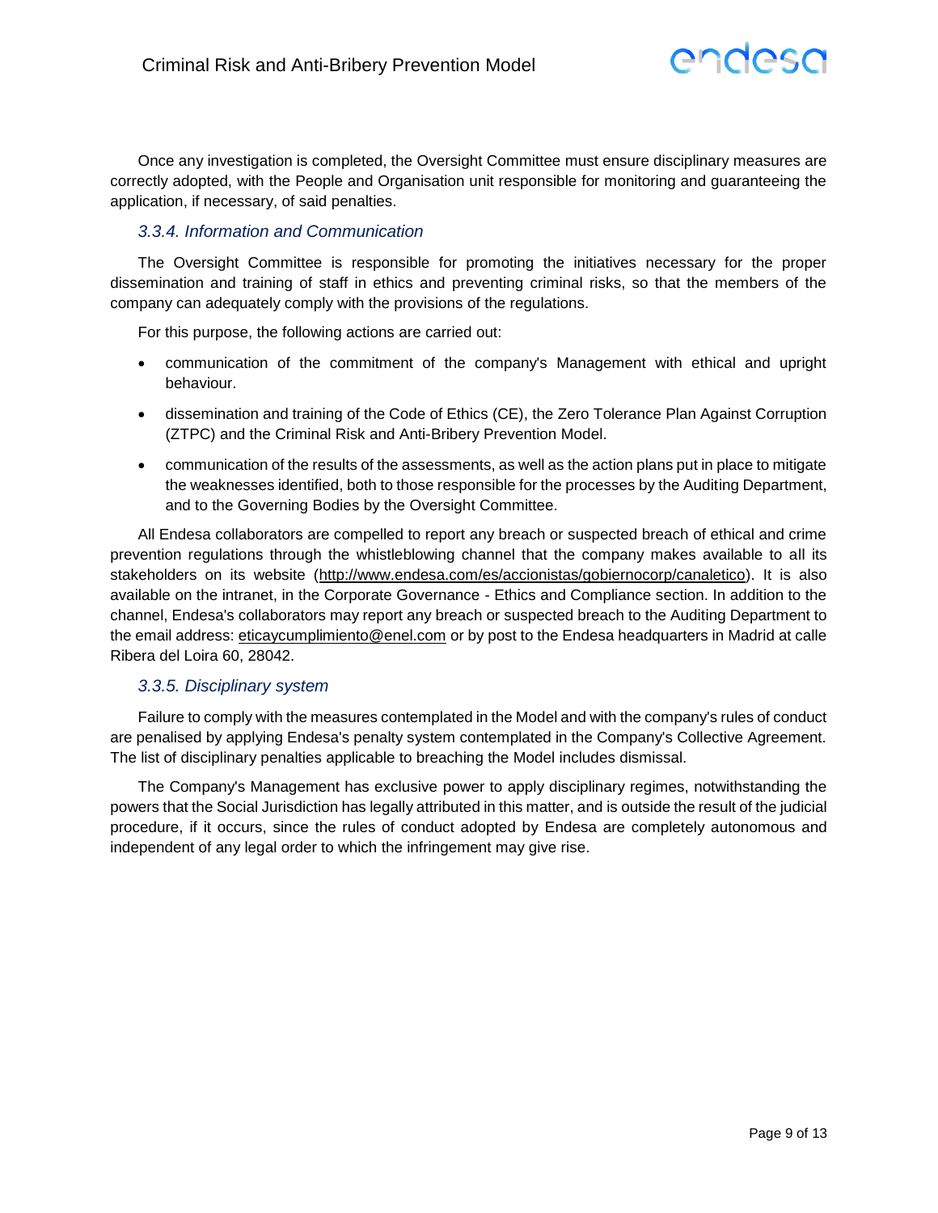Once any investigation is completed, the Oversight Committee must ensure disciplinary measures are correctly adopted, with the People and Organisation unit responsible for monitoring and guaranteeing the application, if necessary, of said penalties.

### *3.3.4. Information and Communication*

The Oversight Committee is responsible for promoting the initiatives necessary for the proper dissemination and training of staff in ethics and preventing criminal risks, so that the members of the company can adequately comply with the provisions of the regulations.

For this purpose, the following actions are carried out:

- communication of the commitment of the company's Management with ethical and upright behaviour.
- dissemination and training of the Code of Ethics (CE), the Zero Tolerance Plan Against Corruption (ZTPC) and the Criminal Risk and Anti-Bribery Prevention Model.
- communication of the results of the assessments, as well as the action plans put in place to mitigate the weaknesses identified, both to those responsible for the processes by the Auditing Department, and to the Governing Bodies by the Oversight Committee.

All Endesa collaborators are compelled to report any breach or suspected breach of ethical and crime prevention regulations through the whistleblowing channel that the company makes available to all its stakeholders on its website (http://www.endesa.com/es/accionistas/gobiernocorp/canaletico). It is also available on the intranet, in the Corporate Governance - Ethics and Compliance section. In addition to the channel, Endesa's collaborators may report any breach or suspected breach to the Auditing Department to the email address: eticaycumplimiento@enel.com or by post to the Endesa headquarters in Madrid at calle Ribera del Loira 60, 28042.

### *3.3.5. Disciplinary system*

Failure to comply with the measures contemplated in the Model and with the company's rules of conduct are penalised by applying Endesa's penalty system contemplated in the Company's Collective Agreement. The list of disciplinary penalties applicable to breaching the Model includes dismissal.

The Company's Management has exclusive power to apply disciplinary regimes, notwithstanding the powers that the Social Jurisdiction has legally attributed in this matter, and is outside the result of the judicial procedure, if it occurs, since the rules of conduct adopted by Endesa are completely autonomous and independent of any legal order to which the infringement may give rise.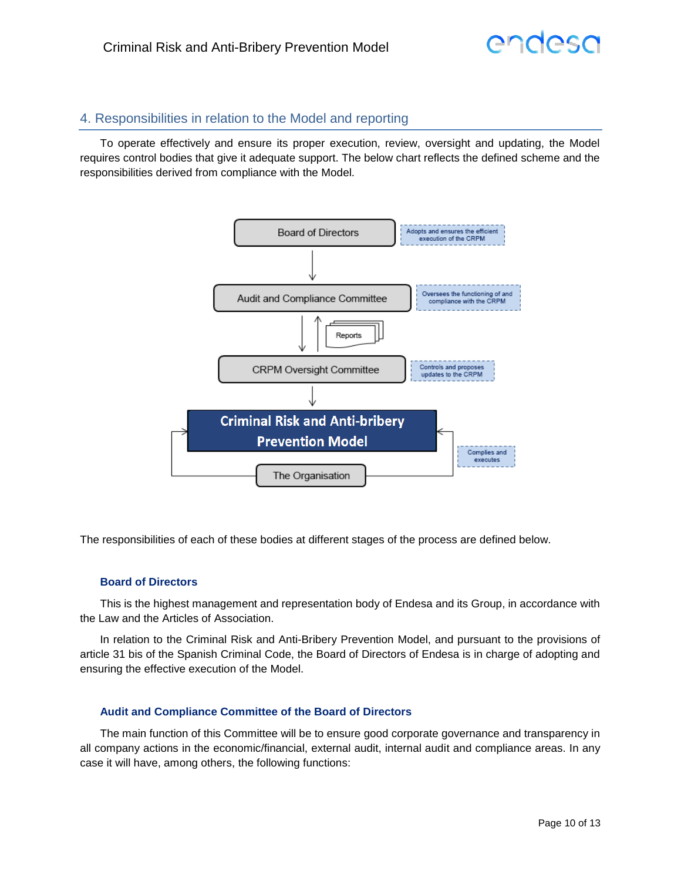## 4. Responsibilities in relation to the Model and reporting

To operate effectively and ensure its proper execution, review, oversight and updating, the Model requires control bodies that give it adequate support. The below chart reflects the defined scheme and the responsibilities derived from compliance with the Model.

- **Board of Directors**: Adopts and ensures the efficient execution of the CRPM
- **Audit and Compliance Committee**: Oversees the functioning of and compliance with the CRPM
- Reports
- **CRPM Oversight Committee**: Controls and proposes updates to the CRPM
- **Criminal Risk and Anti-bribery Prevention Model**
- **The Organisation**: Complies and executes

The responsibilities of each of these bodies at different stages of the process are defined below.

### Board of Directors

This is the highest management and representation body of Endesa and its Group, in accordance with the Law and the Articles of Association.

In relation to the Criminal Risk and Anti-Bribery Prevention Model, and pursuant to the provisions of article 31 bis of the Spanish Criminal Code, the Board of Directors of Endesa is in charge of adopting and ensuring the effective execution of the Model.

### Audit and Compliance Committee of the Board of Directors

The main function of this Committee will be to ensure good corporate governance and transparency in all company actions in the economic/financial, external audit, internal audit and compliance areas. In any case it will have, among others, the following functions: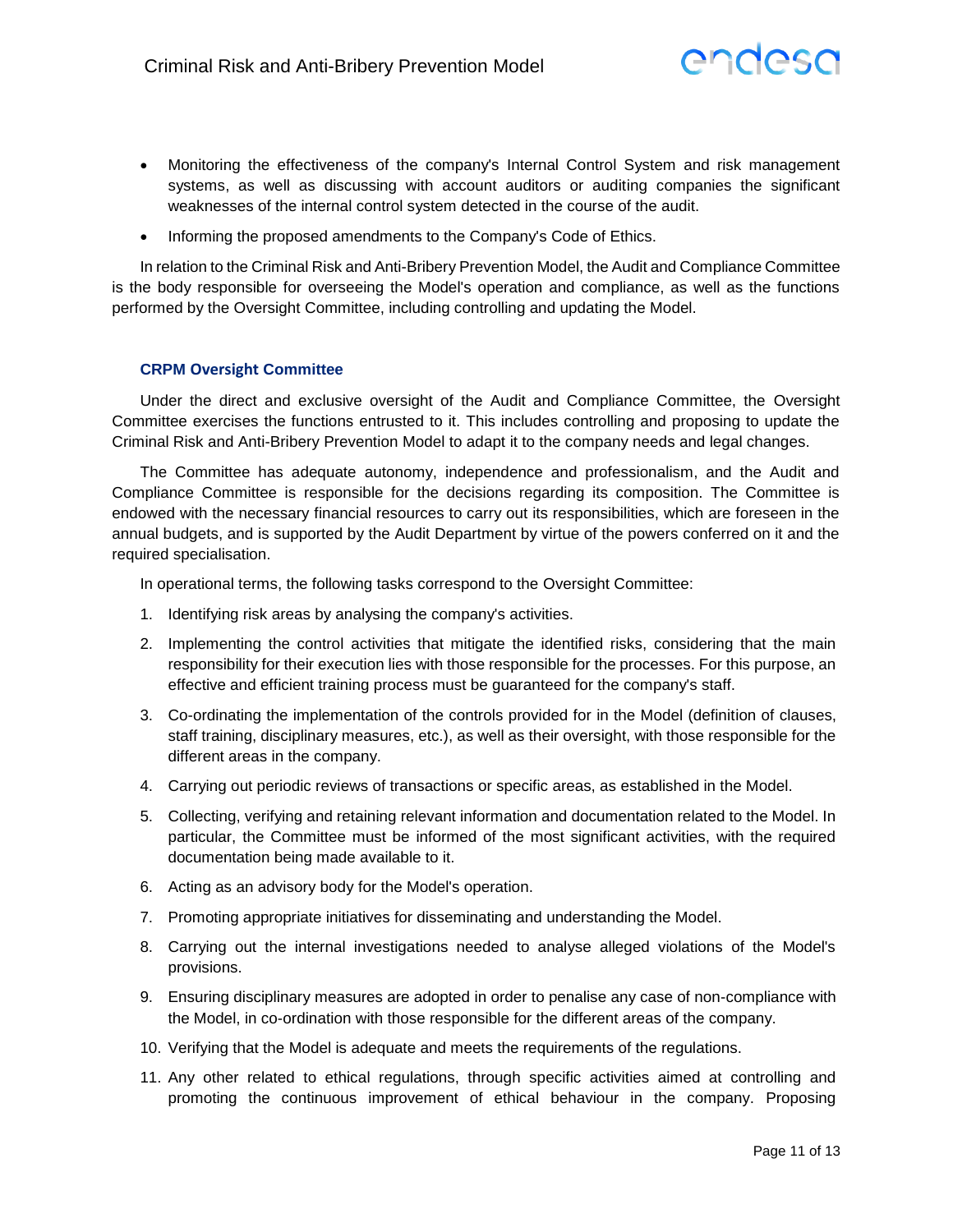- Monitoring the effectiveness of the company's Internal Control System and risk management systems, as well as discussing with account auditors or auditing companies the significant weaknesses of the internal control system detected in the course of the audit.
- Informing the proposed amendments to the Company's Code of Ethics.

In relation to the Criminal Risk and Anti-Bribery Prevention Model, the Audit and Compliance Committee is the body responsible for overseeing the Model's operation and compliance, as well as the functions performed by the Oversight Committee, including controlling and updating the Model.

### CRPM Oversight Committee

Under the direct and exclusive oversight of the Audit and Compliance Committee, the Oversight Committee exercises the functions entrusted to it. This includes controlling and proposing to update the Criminal Risk and Anti-Bribery Prevention Model to adapt it to the company needs and legal changes.

The Committee has adequate autonomy, independence and professionalism, and the Audit and Compliance Committee is responsible for the decisions regarding its composition. The Committee is endowed with the necessary financial resources to carry out its responsibilities, which are foreseen in the annual budgets, and is supported by the Audit Department by virtue of the powers conferred on it and the required specialisation.

In operational terms, the following tasks correspond to the Oversight Committee:

1. Identifying risk areas by analysing the company's activities.
2. Implementing the control activities that mitigate the identified risks, considering that the main responsibility for their execution lies with those responsible for the processes. For this purpose, an effective and efficient training process must be guaranteed for the company's staff.
3. Co-ordinating the implementation of the controls provided for in the Model (definition of clauses, staff training, disciplinary measures, etc.), as well as their oversight, with those responsible for the different areas in the company.
4. Carrying out periodic reviews of transactions or specific areas, as established in the Model.
5. Collecting, verifying and retaining relevant information and documentation related to the Model. In particular, the Committee must be informed of the most significant activities, with the required documentation being made available to it.
6. Acting as an advisory body for the Model's operation.
7. Promoting appropriate initiatives for disseminating and understanding the Model.
8. Carrying out the internal investigations needed to analyse alleged violations of the Model's provisions.
9. Ensuring disciplinary measures are adopted in order to penalise any case of non-compliance with the Model, in co-ordination with those responsible for the different areas of the company.
10. Verifying that the Model is adequate and meets the requirements of the regulations.
11. Any other related to ethical regulations, through specific activities aimed at controlling and promoting the continuous improvement of ethical behaviour in the company. Proposing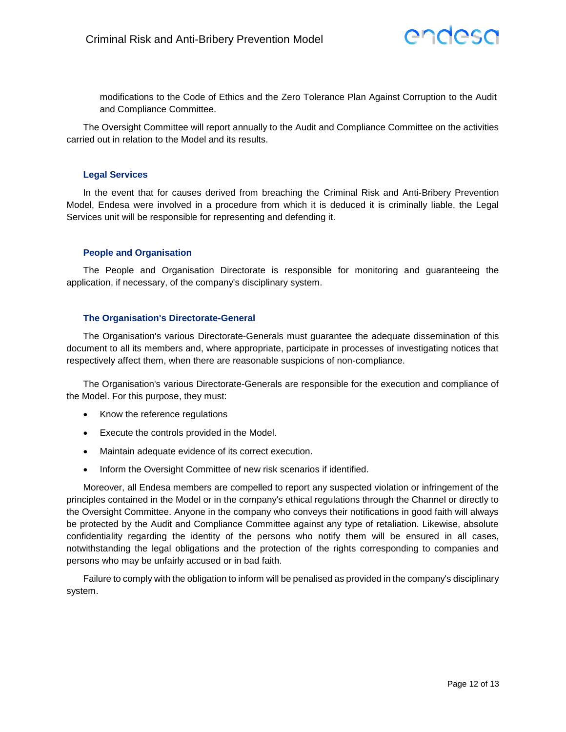modifications to the Code of Ethics and the Zero Tolerance Plan Against Corruption to the Audit and Compliance Committee.

The Oversight Committee will report annually to the Audit and Compliance Committee on the activities carried out in relation to the Model and its results.

### Legal Services

In the event that for causes derived from breaching the Criminal Risk and Anti-Bribery Prevention Model, Endesa were involved in a procedure from which it is deduced it is criminally liable, the Legal Services unit will be responsible for representing and defending it.

### People and Organisation

The People and Organisation Directorate is responsible for monitoring and guaranteeing the application, if necessary, of the company's disciplinary system.

### The Organisation's Directorate-General

The Organisation's various Directorate-Generals must guarantee the adequate dissemination of this document to all its members and, where appropriate, participate in processes of investigating notices that respectively affect them, when there are reasonable suspicions of non-compliance.

The Organisation's various Directorate-Generals are responsible for the execution and compliance of the Model. For this purpose, they must:

- Know the reference regulations
- Execute the controls provided in the Model.
- Maintain adequate evidence of its correct execution.
- Inform the Oversight Committee of new risk scenarios if identified.

Moreover, all Endesa members are compelled to report any suspected violation or infringement of the principles contained in the Model or in the company's ethical regulations through the Channel or directly to the Oversight Committee. Anyone in the company who conveys their notifications in good faith will always be protected by the Audit and Compliance Committee against any type of retaliation. Likewise, absolute confidentiality regarding the identity of the persons who notify them will be ensured in all cases, notwithstanding the legal obligations and the protection of the rights corresponding to companies and persons who may be unfairly accused or in bad faith.

Failure to comply with the obligation to inform will be penalised as provided in the company's disciplinary system.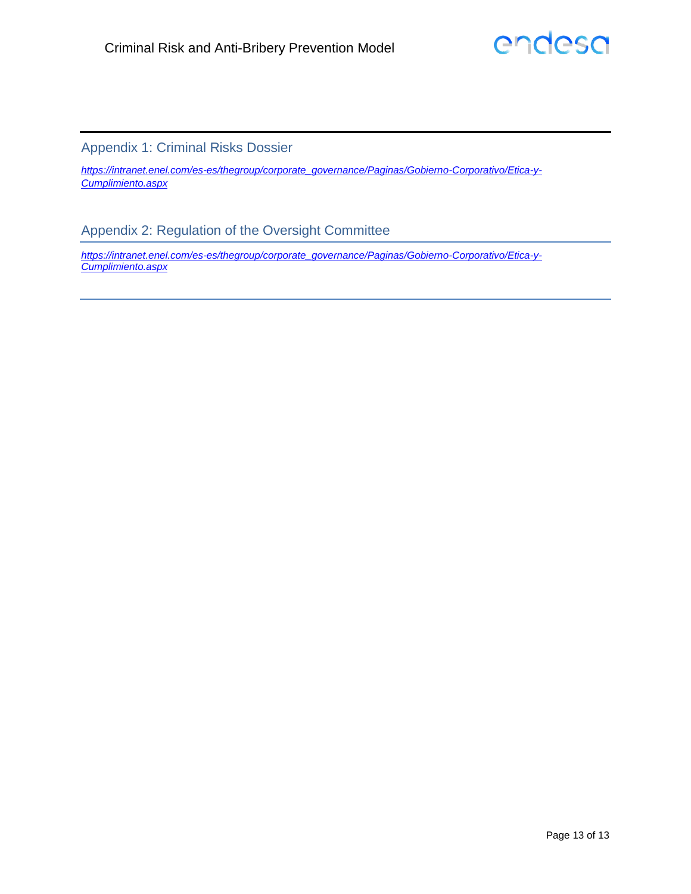## Appendix 1: Criminal Risks Dossier

*https://intranet.enel.com/es-es/thegroup/corporate_governance/Paginas/Gobierno-Corporativo/Etica-y-Cumplimiento.aspx*

## Appendix 2: Regulation of the Oversight Committee

*https://intranet.enel.com/es-es/thegroup/corporate_governance/Paginas/Gobierno-Corporativo/Etica-y-Cumplimiento.aspx*